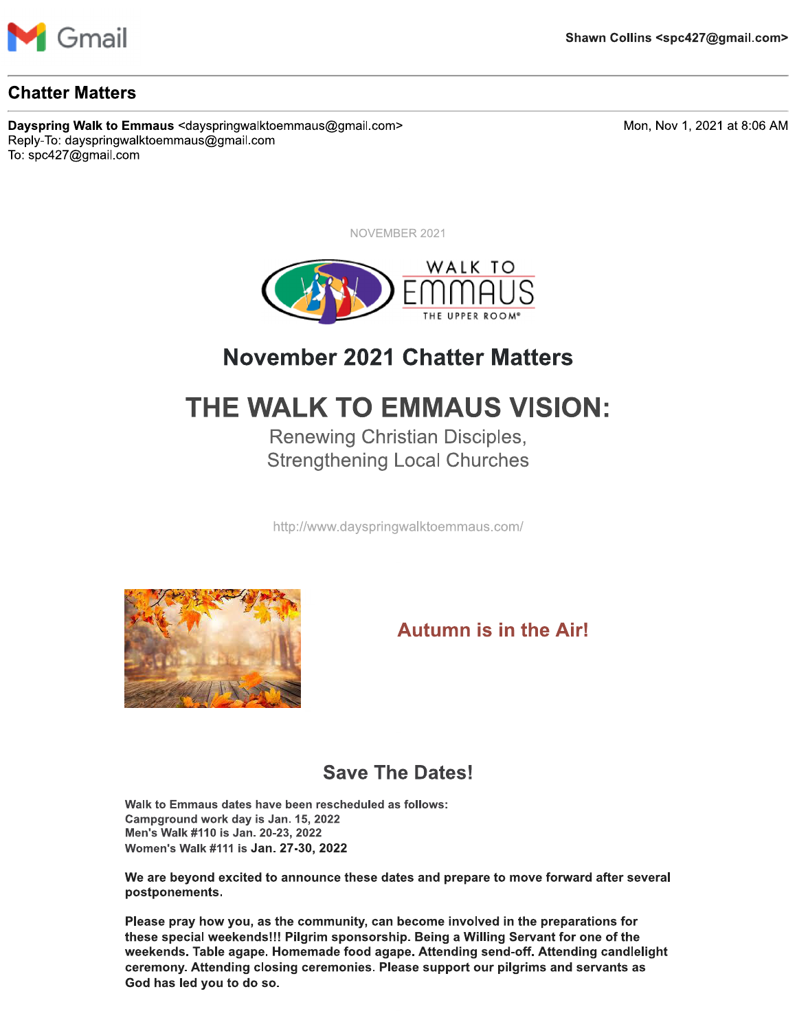Gmail

Shawn Collins <spc427@gmail.com>

## Chatter Matters

**Dayspring Walk to Emmaus** <dayspringwalktoemmaus@gmail.com>
Reply-To: dayspringwalktoemmaus@gmail.com
To: spc427@gmail.com

Mon, Nov 1, 2021 at 8:06 AM

NOVEMBER 2021

WALK TO EMMAUS
THE UPPER ROOM®

# November 2021 Chatter Matters

# THE WALK TO EMMAUS VISION:

Renewing Christian Disciples,
Strengthening Local Churches

http://www.dayspringwalktoemmaus.com/

## Autumn is in the Air!

## Save The Dates!

Walk to Emmaus dates have been rescheduled as follows:
Campground work day is Jan. 15, 2022
Men's Walk #110 is Jan. 20-23, 2022
Women's Walk #111 is Jan. 27-30, 2022

**We are beyond excited to announce these dates and prepare to move forward after several postponements.**

**Please pray how you, as the community, can become involved in the preparations for these special weekends!!! Pilgrim sponsorship. Being a Willing Servant for one of the weekends. Table agape. Homemade food agape. Attending send-off. Attending candlelight ceremony. Attending closing ceremonies. Please support our pilgrims and servants as God has led you to do so.**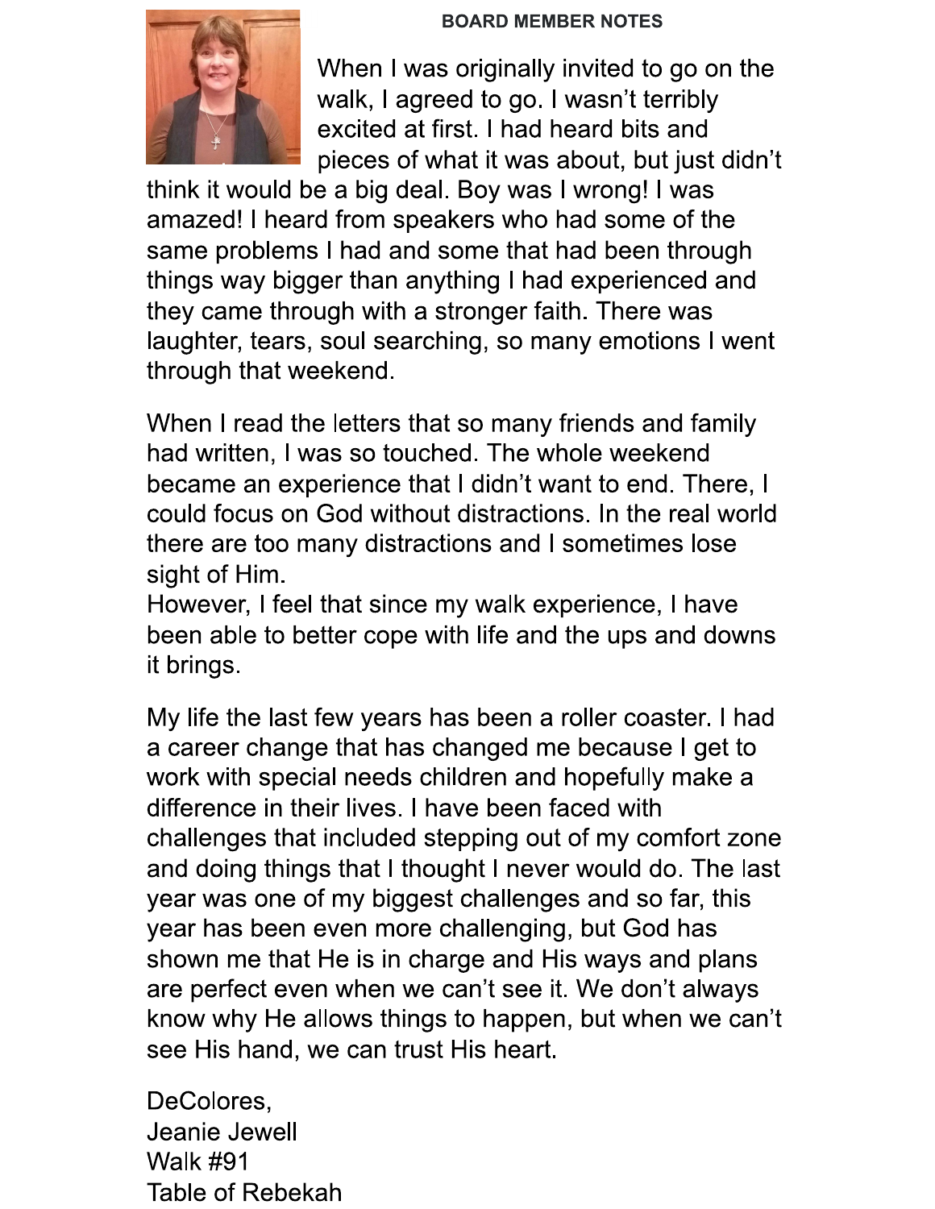**BOARD MEMBER NOTES**

When I was originally invited to go on the walk, I agreed to go. I wasn't terribly excited at first. I had heard bits and pieces of what it was about, but just didn't think it would be a big deal. Boy was I wrong! I was amazed! I heard from speakers who had some of the same problems I had and some that had been through things way bigger than anything I had experienced and they came through with a stronger faith. There was laughter, tears, soul searching, so many emotions I went through that weekend.

When I read the letters that so many friends and family had written, I was so touched. The whole weekend became an experience that I didn't want to end. There, I could focus on God without distractions. In the real world there are too many distractions and I sometimes lose sight of Him.
However, I feel that since my walk experience, I have been able to better cope with life and the ups and downs it brings.

My life the last few years has been a roller coaster. I had a career change that has changed me because I get to work with special needs children and hopefully make a difference in their lives. I have been faced with challenges that included stepping out of my comfort zone and doing things that I thought I never would do. The last year was one of my biggest challenges and so far, this year has been even more challenging, but God has shown me that He is in charge and His ways and plans are perfect even when we can't see it. We don't always know why He allows things to happen, but when we can't see His hand, we can trust His heart.

DeColores,
Jeanie Jewell
Walk #91
Table of Rebekah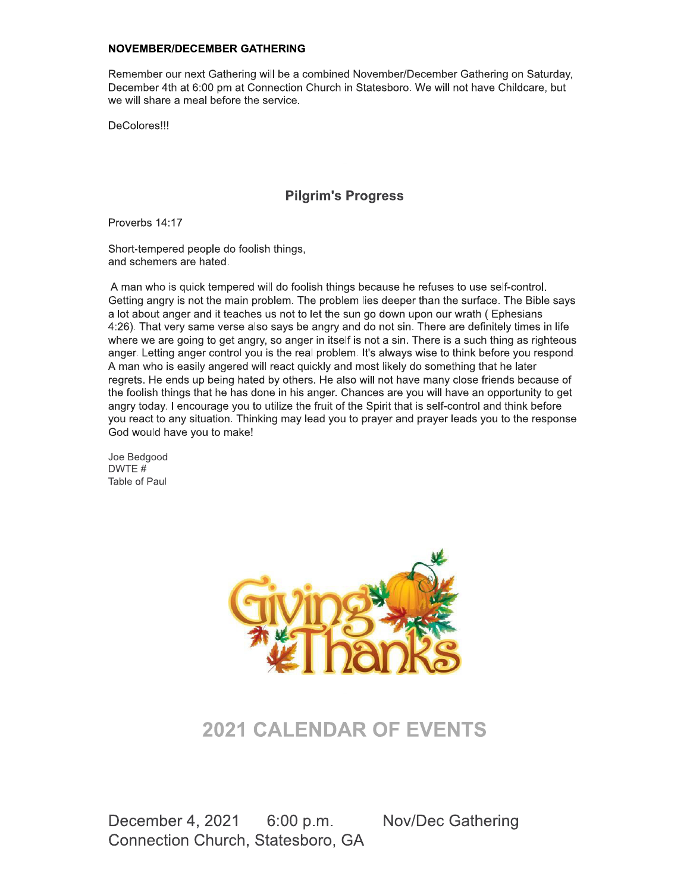**NOVEMBER/DECEMBER GATHERING**

Remember our next Gathering will be a combined November/December Gathering on Saturday, December 4th at 6:00 pm at Connection Church in Statesboro. We will not have Childcare, but we will share a meal before the service.

DeColores!!!

## Pilgrim's Progress

Proverbs 14:17

Short-tempered people do foolish things,
and schemers are hated.

A man who is quick tempered will do foolish things because he refuses to use self-control. Getting angry is not the main problem. The problem lies deeper than the surface. The Bible says a lot about anger and it teaches us not to let the sun go down upon our wrath ( Ephesians 4:26). That very same verse also says be angry and do not sin. There are definitely times in life where we are going to get angry, so anger in itself is not a sin. There is a such thing as righteous anger. Letting anger control you is the real problem. It's always wise to think before you respond. A man who is easily angered will react quickly and most likely do something that he later regrets. He ends up being hated by others. He also will not have many close friends because of the foolish things that he has done in his anger. Chances are you will have an opportunity to get angry today. I encourage you to utilize the fruit of the Spirit that is self-control and think before you react to any situation. Thinking may lead you to prayer and prayer leads you to the response God would have you to make!

Joe Bedgood
DWTE #
Table of Paul

Giving Thanks

## 2021 CALENDAR OF EVENTS

December 4, 2021 6:00 p.m. Nov/Dec Gathering
Connection Church, Statesboro, GA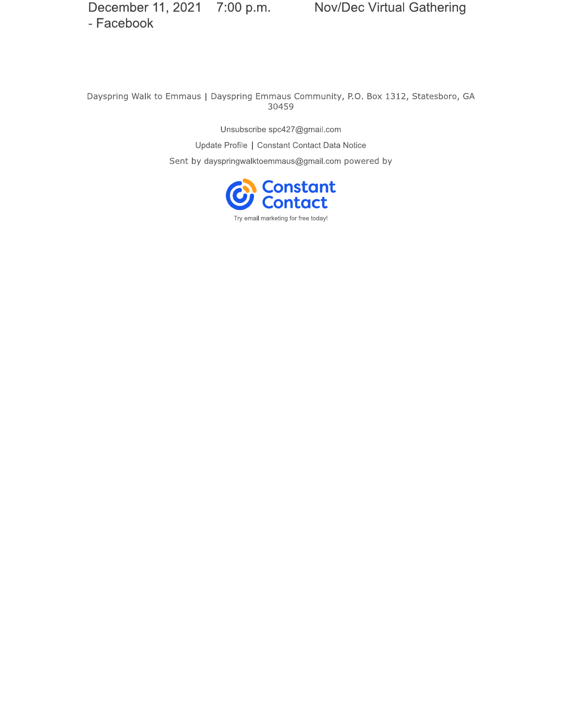| | | |
|---|---|---|
| December 11, 2021 | 7:00 p.m. | Nov/Dec Virtual Gathering - Facebook |

Dayspring Walk to Emmaus | Dayspring Emmaus Community, P.O. Box 1312, Statesboro, GA 30459

Unsubscribe spc427@gmail.com

Update Profile | Constant Contact Data Notice

Sent by dayspringwalktoemmaus@gmail.com powered by

Constant Contact

Try email marketing for free today!